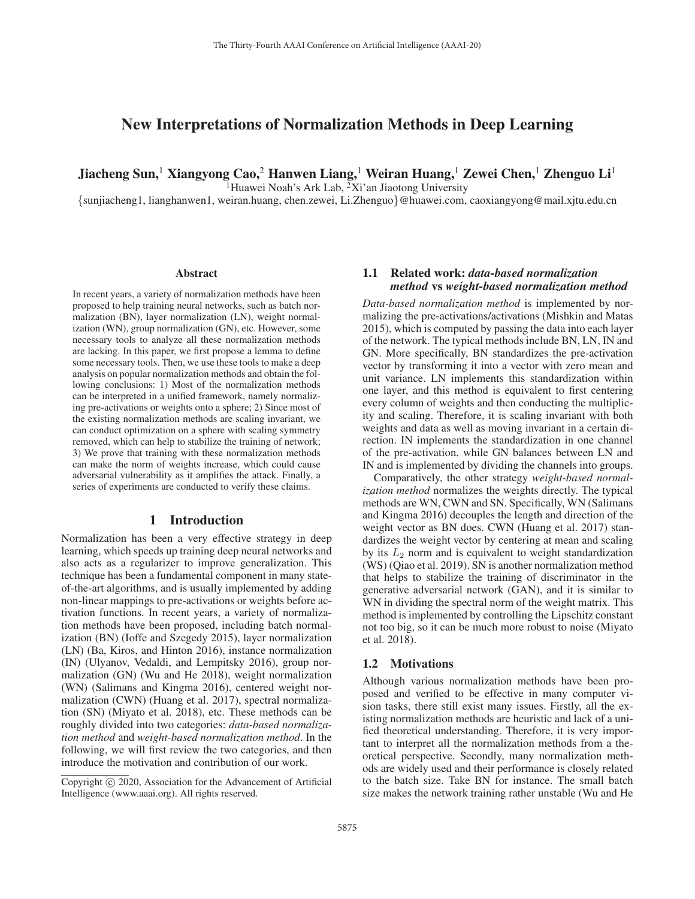# New Interpretations of Normalization Methods in Deep Learning

**Jiacheng Sun,[1] Xiangyong Cao,[2] Hanwen Liang,[1] Weiran Huang,[1] Zewei Chen,[1] Zhenguo Li[1]**

[1]Huawei Noah's Ark Lab, [2]Xi'an Jiaotong University

{sunjiacheng1, lianghanwen1, weiran.huang, chen.zewei, Li.Zhenguo}@huawei.com, caoxiangyong@mail.xjtu.edu.cn

## Abstract

In recent years, a variety of normalization methods have been proposed to help training neural networks, such as batch normalization (BN), layer normalization (LN), weight normalization (WN), group normalization (GN), etc. However, some necessary tools to analyze all these normalization methods are lacking. In this paper, we first propose a lemma to define some necessary tools. Then, we use these tools to make a deep analysis on popular normalization methods and obtain the following conclusions: 1) Most of the normalization methods can be interpreted in a unified framework, namely normalizing pre-activations or weights onto a sphere; 2) Since most of the existing normalization methods are scaling invariant, we can conduct optimization on a sphere with scaling symmetry removed, which can help to stabilize the training of network; 3) We prove that training with these normalization methods can make the norm of weights increase, which could cause adversarial vulnerability as it amplifies the attack. Finally, a series of experiments are conducted to verify these claims.

## 1 Introduction

Normalization has been a very effective strategy in deep learning, which speeds up training deep neural networks and also acts as a regularizer to improve generalization. This technique has been a fundamental component in many state-of-the-art algorithms, and is usually implemented by adding non-linear mappings to pre-activations or weights before activation functions. In recent years, a variety of normalization methods have been proposed, including batch normalization (BN) (Ioffe and Szegedy 2015), layer normalization (LN) (Ba, Kiros, and Hinton 2016), instance normalization (IN) (Ulyanov, Vedaldi, and Lempitsky 2016), group normalization (GN) (Wu and He 2018), weight normalization (WN) (Salimans and Kingma 2016), centered weight normalization (CWN) (Huang et al. 2017), spectral normalization (SN) (Miyato et al. 2018), etc. These methods can be roughly divided into two categories: *data-based normalization method* and *weight-based normalization method*. In the following, we will first review the two categories, and then introduce the motivation and contribution of our work.

### 1.1 Related work: *data-based normalization method* vs *weight-based normalization method*

*Data-based normalization method* is implemented by normalizing the pre-activations/activations (Mishkin and Matas 2015), which is computed by passing the data into each layer of the network. The typical methods include BN, LN, IN and GN. More specifically, BN standardizes the pre-activation vector by transforming it into a vector with zero mean and unit variance. LN implements this standardization within one layer, and this method is equivalent to first centering every column of weights and then conducting the multiplicity and scaling. Therefore, it is scaling invariant with both weights and data as well as moving invariant in a certain direction. IN implements the standardization in one channel of the pre-activation, while GN balances between LN and IN and is implemented by dividing the channels into groups.

Comparatively, the other strategy *weight-based normalization method* normalizes the weights directly. The typical methods are WN, CWN and SN. Specifically, WN (Salimans and Kingma 2016) decouples the length and direction of the weight vector as BN does. CWN (Huang et al. 2017) standardizes the weight vector by centering at mean and scaling by its $L_2$ norm and is equivalent to weight standardization (WS) (Qiao et al. 2019). SN is another normalization method that helps to stabilize the training of discriminator in the generative adversarial network (GAN), and it is similar to WN in dividing the spectral norm of the weight matrix. This method is implemented by controlling the Lipschitz constant not too big, so it can be much more robust to noise (Miyato et al. 2018).

### 1.2 Motivations

Although various normalization methods have been proposed and verified to be effective in many computer vision tasks, there still exist many issues. Firstly, all the existing normalization methods are heuristic and lack of a unified theoretical understanding. Therefore, it is very important to interpret all the normalization methods from a theoretical perspective. Secondly, many normalization methods are widely used and their performance is closely related to the batch size. Take BN for instance. The small batch size makes the network training rather unstable (Wu and He

Copyright © 2020, Association for the Advancement of Artificial Intelligence (www.aaai.org). All rights reserved.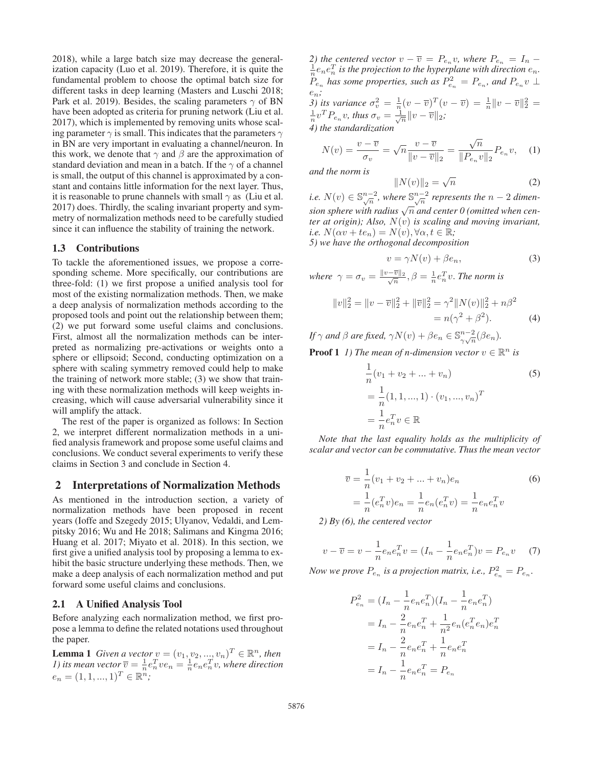2018), while a large batch size may decrease the generalization capacity (Luo et al. 2019). Therefore, it is quite the fundamental problem to choose the optimal batch size for different tasks in deep learning (Masters and Luschi 2018; Park et al. 2019). Besides, the scaling parameters $\gamma$ of BN have been adopted as criteria for pruning network (Liu et al. 2017), which is implemented by removing units whose scaling parameter $\gamma$ is small. This indicates that the parameters $\gamma$ in BN are very important in evaluating a channel/neuron. In this work, we denote that $\gamma$ and $\beta$ are the approximation of standard deviation and mean in a batch. If the $\gamma$ of a channel is small, the output of this channel is approximated by a constant and contains little information for the next layer. Thus, it is reasonable to prune channels with small $\gamma$ as (Liu et al. 2017) does. Thirdly, the scaling invariant property and symmetry of normalization methods need to be carefully studied since it can influence the stability of training the network.

### 1.3 Contributions

To tackle the aforementioned issues, we propose a corresponding scheme. More specifically, our contributions are three-fold: (1) we first propose a unified analysis tool for most of the existing normalization methods. Then, we make a deep analysis of normalization methods according to the proposed tools and point out the relationship between them; (2) we put forward some useful claims and conclusions. First, almost all the normalization methods can be interpreted as normalizing pre-activations or weights onto a sphere or ellipsoid; Second, conducting optimization on a sphere with scaling symmetry removed could help to make the training of network more stable; (3) we show that training with these normalization methods will keep weights increasing, which will cause adversarial vulnerability since it will amplify the attack.

The rest of the paper is organized as follows: In Section 2, we interpret different normalization methods in a unified analysis framework and propose some useful claims and conclusions. We conduct several experiments to verify these claims in Section 3 and conclude in Section 4.

## 2 Interpretations of Normalization Methods

As mentioned in the introduction section, a variety of normalization methods have been proposed in recent years (Ioffe and Szegedy 2015; Ulyanov, Vedaldi, and Lempitsky 2016; Wu and He 2018; Salimans and Kingma 2016; Huang et al. 2017; Miyato et al. 2018). In this section, we first give a unified analysis tool by proposing a lemma to exhibit the basic structure underlying these methods. Then, we make a deep analysis of each normalization method and put forward some useful claims and conclusions.

### 2.1 A Unified Analysis Tool

Before analyzing each normalization method, we first propose a lemma to define the related notations used throughout the paper.

**Lemma 1** *Given a vector $v = (v_1, v_2, ..., v_n)^T \in \mathbb{R}^n$, then*
*1) its mean vector $\overline{v} = \frac{1}{n}e_n^T v e_n = \frac{1}{n}e_n e_n^T v$, where direction $e_n = (1, 1, ..., 1)^T \in \mathbb{R}^n$;*
*2) the centered vector $v - \overline{v} = P_{e_n} v$, where $P_{e_n} = I_n - \frac{1}{n}e_n e_n^T$ is the projection to the hyperplane with direction $e_n$. $P_{e_n}$ has some properties, such as $P_{e_n}^2 = P_{e_n}$, and $P_{e_n} v \perp e_n$;*
*3) its variance $\sigma_v^2 = \frac{1}{n}(v - \overline{v})^T(v - \overline{v}) = \frac{1}{n}\|v - \overline{v}\|_2^2 = \frac{1}{n}v^T P_{e_n} v$, thus $\sigma_v = \frac{1}{\sqrt{n}}\|v - \overline{v}\|_2$;*
*4) the standardization*

$$N(v) = \frac{v - \overline{v}}{\sigma_v} = \sqrt{n}\frac{v - \overline{v}}{\|v - \overline{v}\|_2} = \frac{\sqrt{n}}{\|P_{e_n} v\|_2} P_{e_n} v, \quad (1)$$

*and the norm is*

$$\|N(v)\|_2 = \sqrt{n} \quad (2)$$

*i.e. $N(v) \in \mathbb{S}_{\sqrt{n}}^{n-2}$, where $\mathbb{S}_{\sqrt{n}}^{n-2}$ represents the $n-2$ dimension sphere with radius $\sqrt{n}$ and center 0 (omitted when center at origin); Also, $N(v)$ is scaling and moving invariant, i.e. $N(\alpha v + t e_n) = N(v), \forall \alpha, t \in \mathbb{R}$;*
*5) we have the orthogonal decomposition*

$$v = \gamma N(v) + \beta e_n, \quad (3)$$

*where $\gamma = \sigma_v = \frac{\|v - \overline{v}\|_2}{\sqrt{n}}, \beta = \frac{1}{n}e_n^T v$. The norm is*

$$\|v\|_2^2 = \|v - \overline{v}\|_2^2 + \|\overline{v}\|_2^2 = \gamma^2\|N(v)\|_2^2 + n\beta^2 = n(\gamma^2 + \beta^2). \quad (4)$$

*If $\gamma$ and $\beta$ are fixed, $\gamma N(v) + \beta e_n \in \mathbb{S}_{\gamma\sqrt{n}}^{n-2}(\beta e_n)$.*

**Proof 1** *1) The mean of n-dimension vector $v \in \mathbb{R}^n$ is*

$$\begin{aligned} &\frac{1}{n}(v_1 + v_2 + ... + v_n) \\ &= \frac{1}{n}(1, 1, ..., 1) \cdot (v_1, ..., v_n)^T \\ &= \frac{1}{n}e_n^T v \in \mathbb{R} \end{aligned} \quad (5)$$

*Note that the last equality holds as the multiplicity of scalar and vector can be commutative. Thus the mean vector*

$$\begin{aligned} \overline{v} &= \frac{1}{n}(v_1 + v_2 + ... + v_n)e_n \\ &= \frac{1}{n}(e_n^T v)e_n = \frac{1}{n}e_n(e_n^T v) = \frac{1}{n}e_n e_n^T v \end{aligned} \quad (6)$$

*2) By (6), the centered vector*

$$v - \overline{v} = v - \frac{1}{n}e_n e_n^T v = (I_n - \frac{1}{n}e_n e_n^T)v = P_{e_n} v \quad (7)$$

*Now we prove $P_{e_n}$ is a projection matrix, i.e., $P_{e_n}^2 = P_{e_n}$.*

$$\begin{aligned} P_{e_n}^2 &= (I_n - \frac{1}{n}e_n e_n^T)(I_n - \frac{1}{n}e_n e_n^T) \\ &= I_n - \frac{2}{n}e_n e_n^T + \frac{1}{n^2}e_n(e_n^T e_n)e_n^T \\ &= I_n - \frac{2}{n}e_n e_n^T + \frac{1}{n}e_n e_n^T \\ &= I_n - \frac{1}{n}e_n e_n^T = P_{e_n} \end{aligned}$$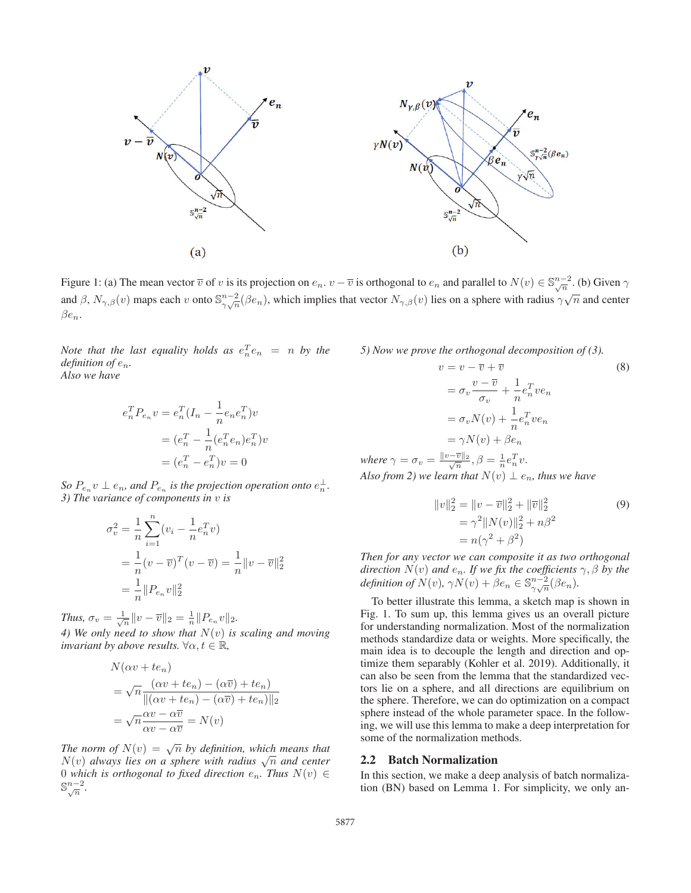Figure 1: (a) The mean vector $\overline{v}$ of $v$ is its projection on $e_n$. $v - \overline{v}$ is orthogonal to $e_n$ and parallel to $N(v) \in \mathbb{S}^{n-2}_{\sqrt{n}}$. (b) Given $\gamma$ and $\beta$, $N_{\gamma,\beta}(v)$ maps each $v$ onto $\mathbb{S}^{n-2}_{\gamma\sqrt{n}}(\beta e_n)$, which implies that vector $N_{\gamma,\beta}(v)$ lies on a sphere with radius $\gamma\sqrt{n}$ and center $\beta e_n$.

*Note that the last equality holds as $e_n^T e_n = n$ by the definition of $e_n$.*
*Also we have*

$$
\begin{aligned}
e_n^T P_{e_n} v &= e_n^T (I_n - \frac{1}{n} e_n e_n^T) v \\
&= (e_n^T - \frac{1}{n}(e_n^T e_n) e_n^T) v \\
&= (e_n^T - e_n^T) v = 0
\end{aligned}
$$

*So $P_{e_n} v \perp e_n$, and $P_{e_n}$ is the projection operation onto $e_n^{\perp}$.*
*3) The variance of components in $v$ is*

$$
\begin{aligned}
\sigma_v^2 &= \frac{1}{n}\sum_{i=1}^{n}(v_i - \frac{1}{n}e_n^T v) \\
&= \frac{1}{n}(v - \overline{v})^T (v - \overline{v}) = \frac{1}{n}\|v - \overline{v}\|_2^2 \\
&= \frac{1}{n}\|P_{e_n} v\|_2^2
\end{aligned}
$$

*Thus, $\sigma_v = \frac{1}{\sqrt{n}}\|v - \overline{v}\|_2 = \frac{1}{n}\|P_{e_n} v\|_2$.*
*4) We only need to show that $N(v)$ is scaling and moving invariant by above results. $\forall \alpha, t \in \mathbb{R}$,*

$$
\begin{aligned}
&N(\alpha v + t e_n) \\
&= \sqrt{n}\frac{(\alpha v + t e_n) - (\alpha \overline{v}) + t e_n)}{\|(\alpha v + t e_n) - (\alpha \overline{v}) + t e_n)\|_2} \\
&= \sqrt{n}\frac{\alpha v - \alpha \overline{v}}{\alpha v - \alpha \overline{v}} = N(v)
\end{aligned}
$$

*The norm of $N(v) = \sqrt{n}$ by definition, which means that $N(v)$ always lies on a sphere with radius $\sqrt{n}$ and center 0 which is orthogonal to fixed direction $e_n$. Thus $N(v) \in \mathbb{S}^{n-2}_{\sqrt{n}}$.*

*5) Now we prove the orthogonal decomposition of (3).*

$$
\begin{aligned}
v &= v - \overline{v} + \overline{v} \\
&= \sigma_v \frac{v - \overline{v}}{\sigma_v} + \frac{1}{n}e_n^T v e_n \\
&= \sigma_v N(v) + \frac{1}{n}e_n^T v e_n \\
&= \gamma N(v) + \beta e_n
\end{aligned} \tag{8}
$$

*where $\gamma = \sigma_v = \frac{\|v - \overline{v}\|_2}{\sqrt{n}}, \beta = \frac{1}{n}e_n^T v$.*
*Also from 2) we learn that $N(v) \perp e_n$, thus we have*

$$
\begin{aligned}
\|v\|_2^2 &= \|v - \overline{v}\|_2^2 + \|\overline{v}\|_2^2 \\
&= \gamma^2 \|N(v)\|_2^2 + n\beta^2 \\
&= n(\gamma^2 + \beta^2)
\end{aligned} \tag{9}
$$

*Then for any vector we can composite it as two orthogonal direction $N(v)$ and $e_n$. If we fix the coefficients $\gamma, \beta$ by the definition of $N(v)$, $\gamma N(v) + \beta e_n \in \mathbb{S}^{n-2}_{\gamma\sqrt{n}}(\beta e_n)$.*

To better illustrate this lemma, a sketch map is shown in Fig. 1. To sum up, this lemma gives us an overall picture for understanding normalization. Most of the normalization methods standardize data or weights. More specifically, the main idea is to decouple the length and direction and optimize them separably (Kohler et al. 2019). Additionally, it can also be seen from the lemma that the standardized vectors lie on a sphere, and all directions are equilibrium on the sphere. Therefore, we can do optimization on a compact sphere instead of the whole parameter space. In the following, we will use this lemma to make a deep interpretation for some of the normalization methods.

## 2.2 Batch Normalization

In this section, we make a deep analysis of batch normalization (BN) based on Lemma 1. For simplicity, we only an-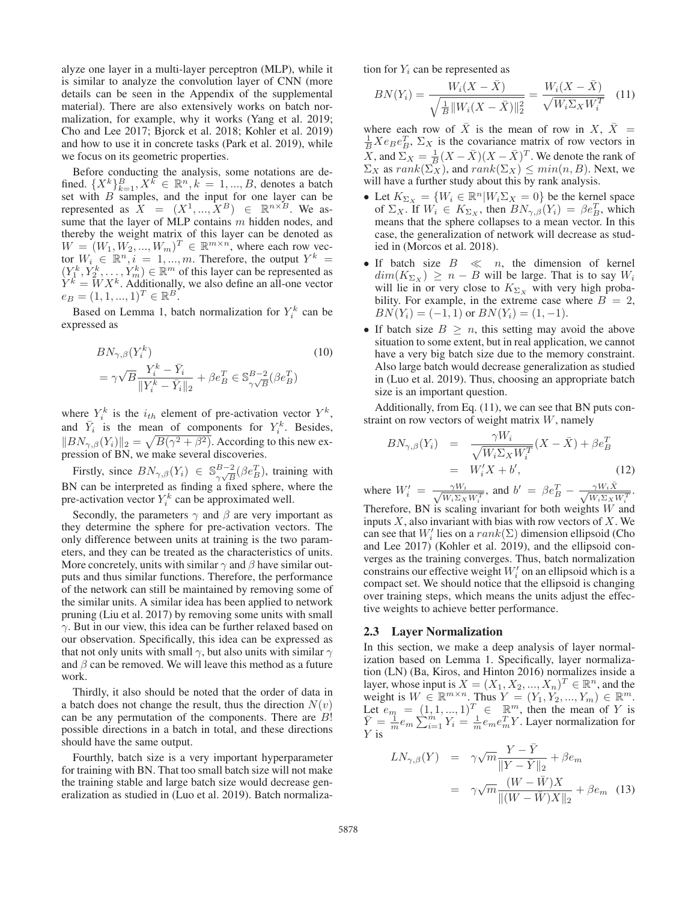alyze one layer in a multi-layer perceptron (MLP), while it is similar to analyze the convolution layer of CNN (more details can be seen in the Appendix of the supplemental material). There are also extensively works on batch normalization, for example, why it works (Yang et al. 2019; Cho and Lee 2017; Bjorck et al. 2018; Kohler et al. 2019) and how to use it in concrete tasks (Park et al. 2019), while we focus on its geometric properties.

Before conducting the analysis, some notations are defined. $\{X^k\}_{k=1}^B, X^k \in \mathbb{R}^n, k = 1, ..., B$, denotes a batch set with $B$ samples, and the input for one layer can be represented as $X = (X^1, ..., X^B) \in \mathbb{R}^{n \times B}$. We assume that the layer of MLP contains $m$ hidden nodes, and thereby the weight matrix of this layer can be denoted as $W = (W_1, W_2, ..., W_m)^T \in \mathbb{R}^{m \times n}$, where each row vector $W_i \in \mathbb{R}^n, i = 1, ..., m$. Therefore, the output $Y^k = (Y_1^k, Y_2^k, \ldots, Y_m^k) \in \mathbb{R}^m$ of this layer can be represented as $Y^k = WX^k$. Additionally, we also define an all-one vector $e_B = (1, 1, ..., 1)^T \in \mathbb{R}^B$.

Based on Lemma 1, batch normalization for $Y_i^k$ can be expressed as

$$
\begin{aligned}
& BN_{\gamma,\beta}(Y_i^k) \\
&= \gamma\sqrt{B}\frac{Y_i^k - \bar{Y}_i}{\|Y_i^k - \bar{Y}_i\|_2} + \beta e_B^T \in \mathbb{S}_{\gamma\sqrt{B}}^{B-2}(\beta e_B^T)
\end{aligned} \tag{10}
$$

where $Y_i^k$ is the $i_{th}$ element of pre-activation vector $Y^k$, and $\bar{Y}_i$ is the mean of components for $Y_i^k$. Besides, $\|BN_{\gamma,\beta}(Y_i)\|_2 = \sqrt{B(\gamma^2 + \beta^2)}$. According to this new expression of BN, we make several discoveries.

Firstly, since $BN_{\gamma,\beta}(Y_i) \in \mathbb{S}_{\gamma\sqrt{B}}^{B-2}(\beta e_B^T)$, training with BN can be interpreted as finding a fixed sphere, where the pre-activation vector $Y_i^k$ can be approximated well.

Secondly, the parameters $\gamma$ and $\beta$ are very important as they determine the sphere for pre-activation vectors. The only difference between units at training is the two parameters, and they can be treated as the characteristics of units. More concretely, units with similar $\gamma$ and $\beta$ have similar outputs and thus similar functions. Therefore, the performance of the network can still be maintained by removing some of the similar units. A similar idea has been applied to network pruning (Liu et al. 2017) by removing some units with small $\gamma$. But in our view, this idea can be further relaxed based on our observation. Specifically, this idea can be expressed as that not only units with small $\gamma$, but also units with similar $\gamma$ and $\beta$ can be removed. We will leave this method as a future work.

Thirdly, it also should be noted that the order of data in a batch does not change the result, thus the direction $N(v)$ can be any permutation of the components. There are $B!$ possible directions in a batch in total, and these directions should have the same output.

Fourthly, batch size is a very important hyperparameter for training with BN. That too small batch size will not make the training stable and large batch size would decrease generalization as studied in (Luo et al. 2019). Batch normalization for $Y_i$ can be represented as

$$
BN(Y_i) = \frac{W_i(X - \bar{X})}{\sqrt{\frac{1}{B}\|W_i(X - \bar{X})\|_2^2}} = \frac{W_i(X - \bar{X})}{\sqrt{W_i \Sigma_X W_i^T}} \tag{11}
$$

where each row of $\bar{X}$ is the mean of row in $X$, $\bar{X} = \frac{1}{B} X e_B e_B^T$, $\Sigma_X$ is the covariance matrix of row vectors in $X$, and $\Sigma_X = \frac{1}{B}(X - \bar{X})(X - \bar{X})^T$. We denote the rank of $\Sigma_X$ as $rank(\Sigma_X)$, and $rank(\Sigma_X) \leq min(n, B)$. Next, we will have a further study about this by rank analysis.

- Let $K_{\Sigma_X} = \{W_i \in \mathbb{R}^n | W_i \Sigma_X = 0\}$ be the kernel space of $\Sigma_X$. If $W_i \in K_{\Sigma_X}$, then $BN_{\gamma,\beta}(Y_i) = \beta e_B^T$, which means that the sphere collapses to a mean vector. In this case, the generalization of network will decrease as studied in (Morcos et al. 2018).
- If batch size $B \ll n$, the dimension of kernel $dim(K_{\Sigma_X}) \geq n - B$ will be large. That is to say $W_i$ will lie in or very close to $K_{\Sigma_X}$ with very high probability. For example, in the extreme case where $B = 2$, $BN(Y_i) = (-1, 1)$ or $BN(Y_i) = (1, -1)$.
- If batch size $B \geq n$, this setting may avoid the above situation to some extent, but in real application, we cannot have a very big batch size due to the memory constraint. Also large batch would decrease generalization as studied in (Luo et al. 2019). Thus, choosing an appropriate batch size is an important question.

Additionally, from Eq. (11), we can see that BN puts constraint on row vectors of weight matrix $W$, namely

$$
\begin{aligned}
BN_{\gamma,\beta}(Y_i) &= \frac{\gamma W_i}{\sqrt{W_i \Sigma_X W_i^T}}(X - \bar{X}) + \beta e_B^T \\
&= W_i' X + b',
\end{aligned} \tag{12}
$$

where $W_i' = \frac{\gamma W_i}{\sqrt{W_i \Sigma_X W_i^T}}$, and $b' = \beta e_B^T - \frac{\gamma W_i \bar{X}}{\sqrt{W_i \Sigma_X W_i^T}}$. Therefore, BN is scaling invariant for both weights $W$ and inputs $X$, also invariant with bias with row vectors of $X$. We can see that $W_i'$ lies on a $rank(\Sigma)$ dimension ellipsoid (Cho and Lee 2017) (Kohler et al. 2019), and the ellipsoid converges as the training converges. Thus, batch normalization constrains our effective weight $W_i'$ on an ellipsoid which is a compact set. We should notice that the ellipsoid is changing over training steps, which means the units adjust the effective weights to achieve better performance.

## 2.3 Layer Normalization

In this section, we make a deep analysis of layer normalization based on Lemma 1. Specifically, layer normalization (LN) (Ba, Kiros, and Hinton 2016) normalizes inside a layer, whose input is $X = (X_1, X_2, ..., X_n)^T \in \mathbb{R}^n$, and the weight is $W \in \mathbb{R}^{m \times n}$. Thus $Y = (Y_1, Y_2, ..., Y_m) \in \mathbb{R}^m$. Let $e_m = (1, 1, ..., 1)^T \in \mathbb{R}^m$, then the mean of $Y$ is $\bar{Y} = \frac{1}{m} e_m \sum_{i=1}^m Y_i = \frac{1}{m} e_m e_m^T Y$. Layer normalization for $Y$ is

$$
\begin{aligned}
LN_{\gamma,\beta}(Y) &= \gamma\sqrt{m}\frac{Y - \bar{Y}}{\|Y - \bar{Y}\|_2} + \beta e_m \\
&= \gamma\sqrt{m}\frac{(W - \bar{W})X}{\|(W - \bar{W})X\|_2} + \beta e_m
\end{aligned} \tag{13}
$$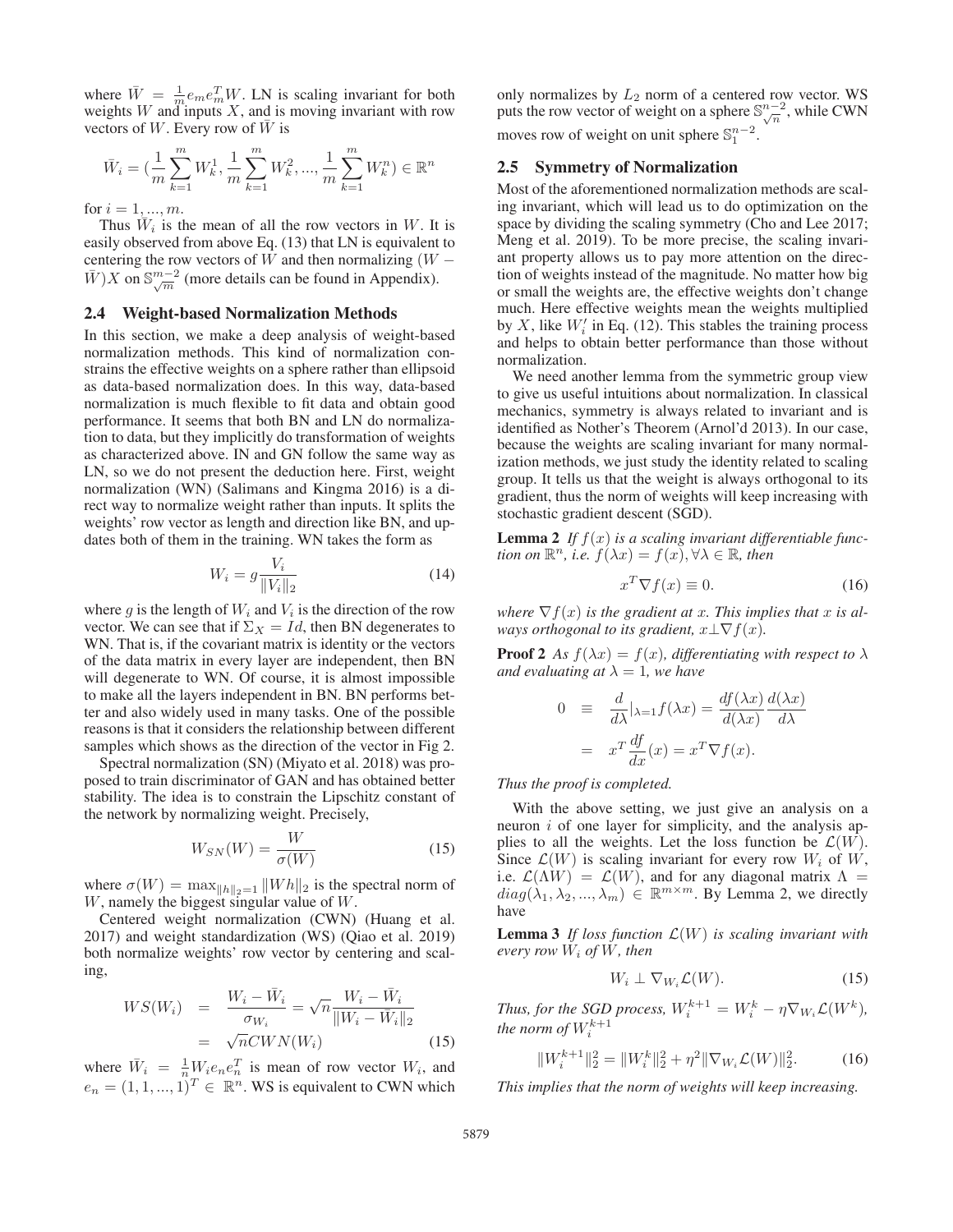where $\bar{W} = \frac{1}{m} e_m e_m^T W$. LN is scaling invariant for both weights $W$ and inputs $X$, and is moving invariant with row vectors of $W$. Every row of $\bar{W}$ is

$$\bar{W}_i = (\frac{1}{m}\sum_{k=1}^{m} W_k^1, \frac{1}{m}\sum_{k=1}^{m} W_k^2, ..., \frac{1}{m}\sum_{k=1}^{m} W_k^n) \in \mathbb{R}^n$$

for $i = 1, ..., m$.

Thus $\bar{W}_i$ is the mean of all the row vectors in $W$. It is easily observed from above Eq. (13) that LN is equivalent to centering the row vectors of $W$ and then normalizing $(W - \bar{W})X$ on $\mathbb{S}_{\sqrt{m}}^{m-2}$ (more details can be found in Appendix).

## 2.4 Weight-based Normalization Methods

In this section, we make a deep analysis of weight-based normalization methods. This kind of normalization constrains the effective weights on a sphere rather than ellipsoid as data-based normalization does. In this way, data-based normalization is much flexible to fit data and obtain good performance. It seems that both BN and LN do normalization to data, but they implicitly do transformation of weights as characterized above. IN and GN follow the same way as LN, so we do not present the deduction here. First, weight normalization (WN) (Salimans and Kingma 2016) is a direct way to normalize weight rather than inputs. It splits the weights' row vector as length and direction like BN, and updates both of them in the training. WN takes the form as

$$W_i = g\frac{V_i}{\|V_i\|_2} \tag{14}$$

where $g$ is the length of $W_i$ and $V_i$ is the direction of the row vector. We can see that if $\Sigma_X = Id$, then BN degenerates to WN. That is, if the covariant matrix is identity or the vectors of the data matrix in every layer are independent, then BN will degenerate to WN. Of course, it is almost impossible to make all the layers independent in BN. BN performs better and also widely used in many tasks. One of the possible reasons is that it considers the relationship between different samples which shows as the direction of the vector in Fig 2.

Spectral normalization (SN) (Miyato et al. 2018) was proposed to train discriminator of GAN and has obtained better stability. The idea is to constrain the Lipschitz constant of the network by normalizing weight. Precisely,

$$W_{SN}(W) = \frac{W}{\sigma(W)} \tag{15}$$

where $\sigma(W) = \max_{\|h\|_2=1} \|Wh\|_2$ is the spectral norm of $W$, namely the biggest singular value of $W$.

Centered weight normalization (CWN) (Huang et al. 2017) and weight standardization (WS) (Qiao et al. 2019) both normalize weights' row vector by centering and scaling,

$$\begin{aligned} WS(W_i) &= \frac{W_i - \bar{W}_i}{\sigma_{W_i}} = \sqrt{n}\frac{W_i - \bar{W}_i}{\|W_i - \bar{W}_i\|_2} \\ &= \sqrt{n}CWN(W_i) \end{aligned} \tag{15}$$

where $\bar{W}_i = \frac{1}{n} W_i e_n e_n^T$ is mean of row vector $W_i$, and $e_n = (1, 1, ..., 1)^T \in \mathbb{R}^n$. WS is equivalent to CWN which only normalizes by $L_2$ norm of a centered row vector. WS puts the row vector of weight on a sphere $\mathbb{S}_{\sqrt{n}}^{n-2}$, while CWN moves row of weight on unit sphere $\mathbb{S}_1^{n-2}$.

## 2.5 Symmetry of Normalization

Most of the aforementioned normalization methods are scaling invariant, which will lead us to do optimization on the space by dividing the scaling symmetry (Cho and Lee 2017; Meng et al. 2019). To be more precise, the scaling invariant property allows us to pay more attention on the direction of weights instead of the magnitude. No matter how big or small the weights are, the effective weights don't change much. Here effective weights mean the weights multiplied by $X$, like $W_i'$ in Eq. (12). This stables the training process and helps to obtain better performance than those without normalization.

We need another lemma from the symmetric group view to give us useful intuitions about normalization. In classical mechanics, symmetry is always related to invariant and is identified as Nother's Theorem (Arnol'd 2013). In our case, because the weights are scaling invariant for many normalization methods, we just study the identity related to scaling group. It tells us that the weight is always orthogonal to its gradient, thus the norm of weights will keep increasing with stochastic gradient descent (SGD).

**Lemma 2** *If $f(x)$ is a scaling invariant differentiable function on $\mathbb{R}^n$, i.e. $f(\lambda x) = f(x), \forall \lambda \in \mathbb{R}$, then*

$$x^T \nabla f(x) \equiv 0. \tag{16}$$

*where $\nabla f(x)$ is the gradient at $x$. This implies that $x$ is always orthogonal to its gradient, $x \perp \nabla f(x)$.*

**Proof 2** *As $f(\lambda x) = f(x)$, differentiating with respect to $\lambda$ and evaluating at $\lambda = 1$, we have*

$$\begin{aligned} 0 &\equiv \frac{d}{d\lambda}|_{\lambda=1} f(\lambda x) = \frac{df(\lambda x)}{d(\lambda x)}\frac{d(\lambda x)}{d\lambda} \\ &= x^T \frac{df}{dx}(x) = x^T \nabla f(x). \end{aligned}$$

*Thus the proof is completed.*

With the above setting, we just give an analysis on a neuron $i$ of one layer for simplicity, and the analysis applies to all the weights. Let the loss function be $\mathcal{L}(W)$. Since $\mathcal{L}(W)$ is scaling invariant for every row $W_i$ of $W$, i.e. $\mathcal{L}(\Lambda W) = \mathcal{L}(W)$, and for any diagonal matrix $\Lambda = diag(\lambda_1, \lambda_2, ..., \lambda_m) \in \mathbb{R}^{m \times m}$. By Lemma 2, we directly have

**Lemma 3** *If loss function $\mathcal{L}(W)$ is scaling invariant with every row $W_i$ of $W$, then*

$$W_i \perp \nabla_{W_i} \mathcal{L}(W). \tag{15}$$

*Thus, for the SGD process, $W_i^{k+1} = W_i^k - \eta \nabla_{W_i} \mathcal{L}(W^k)$, the norm of $W_i^{k+1}$*

$$\|W_i^{k+1}\|_2^2 = \|W_i^k\|_2^2 + \eta^2 \|\nabla_{W_i} \mathcal{L}(W)\|_2^2. \tag{16}$$

*This implies that the norm of weights will keep increasing.*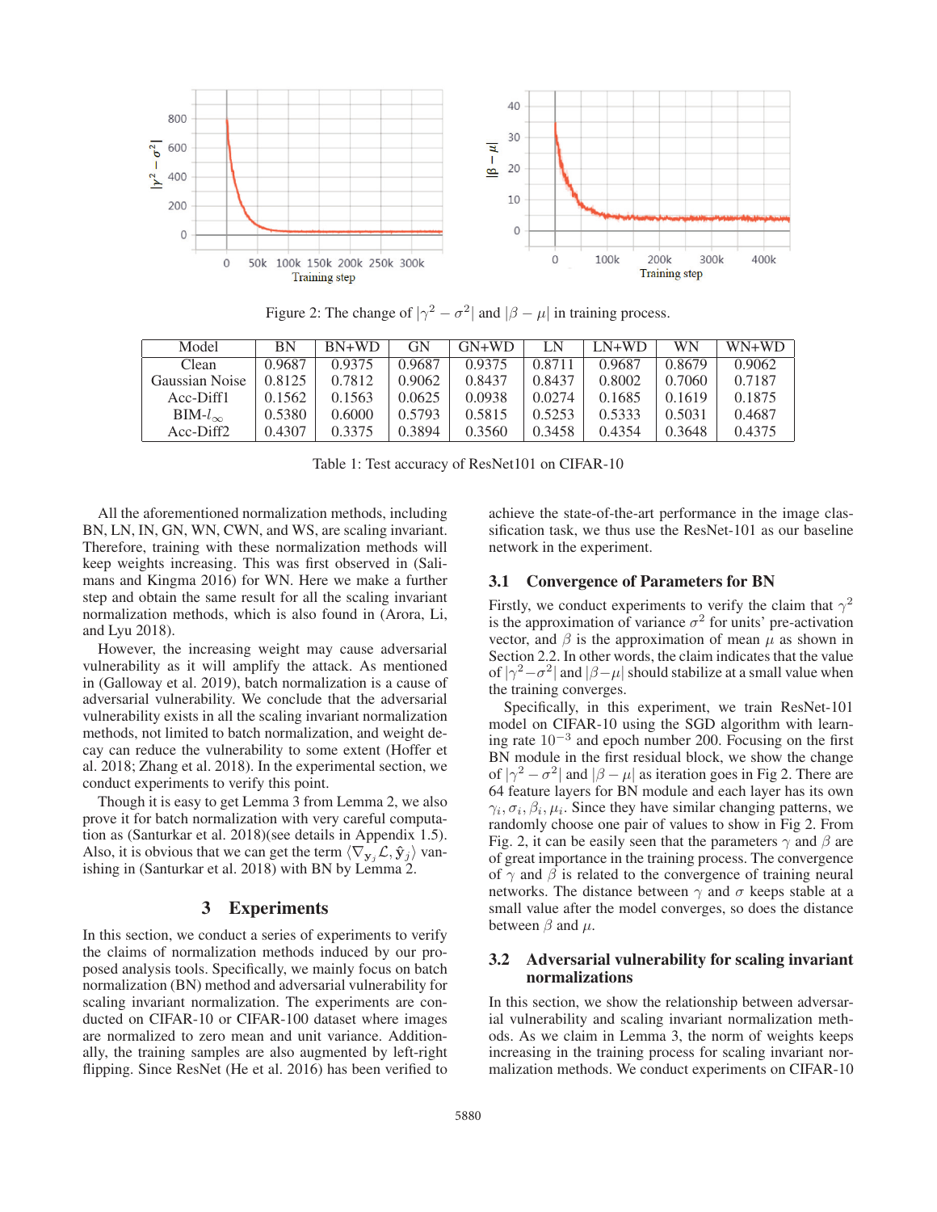Figure 2: The change of $|\gamma^2 - \sigma^2|$ and $|\beta - \mu|$ in training process.

| Model | BN | BN+WD | GN | GN+WD | LN | LN+WD | WN | WN+WD |
|---|---|---|---|---|---|---|---|---|
| Clean | 0.9687 | 0.9375 | 0.9687 | 0.9375 | 0.8711 | 0.9687 | 0.8679 | 0.9062 |
| Gaussian Noise | 0.8125 | 0.7812 | 0.9062 | 0.8437 | 0.8437 | 0.8002 | 0.7060 | 0.7187 |
| Acc-Diff1 | 0.1562 | 0.1563 | 0.0625 | 0.0938 | 0.0274 | 0.1685 | 0.1619 | 0.1875 |
| BIM-$l_\infty$ | 0.5380 | 0.6000 | 0.5793 | 0.5815 | 0.5253 | 0.5333 | 0.5031 | 0.4687 |
| Acc-Diff2 | 0.4307 | 0.3375 | 0.3894 | 0.3560 | 0.3458 | 0.4354 | 0.3648 | 0.4375 |

Table 1: Test accuracy of ResNet101 on CIFAR-10

All the aforementioned normalization methods, including BN, LN, IN, GN, WN, CWN, and WS, are scaling invariant. Therefore, training with these normalization methods will keep weights increasing. This was first observed in (Salimans and Kingma 2016) for WN. Here we make a further step and obtain the same result for all the scaling invariant normalization methods, which is also found in (Arora, Li, and Lyu 2018).

However, the increasing weight may cause adversarial vulnerability as it will amplify the attack. As mentioned in (Galloway et al. 2019), batch normalization is a cause of adversarial vulnerability. We conclude that the adversarial vulnerability exists in all the scaling invariant normalization methods, not limited to batch normalization, and weight decay can reduce the vulnerability to some extent (Hoffer et al. 2018; Zhang et al. 2018). In the experimental section, we conduct experiments to verify this point.

Though it is easy to get Lemma 3 from Lemma 2, we also prove it for batch normalization with very careful computation as (Santurkar et al. 2018)(see details in Appendix 1.5). Also, it is obvious that we can get the term $\langle \nabla_{\mathbf{y}_j} \mathcal{L}, \hat{\mathbf{y}}_j \rangle$ vanishing in (Santurkar et al. 2018) with BN by Lemma 2.

## 3 Experiments

In this section, we conduct a series of experiments to verify the claims of normalization methods induced by our proposed analysis tools. Specifically, we mainly focus on batch normalization (BN) method and adversarial vulnerability for scaling invariant normalization. The experiments are conducted on CIFAR-10 or CIFAR-100 dataset where images are normalized to zero mean and unit variance. Additionally, the training samples are also augmented by left-right flipping. Since ResNet (He et al. 2016) has been verified to achieve the state-of-the-art performance in the image classification task, we thus use the ResNet-101 as our baseline network in the experiment.

### 3.1 Convergence of Parameters for BN

Firstly, we conduct experiments to verify the claim that $\gamma^2$ is the approximation of variance $\sigma^2$ for units' pre-activation vector, and $\beta$ is the approximation of mean $\mu$ as shown in Section 2.2. In other words, the claim indicates that the value of $|\gamma^2 - \sigma^2|$ and $|\beta - \mu|$ should stabilize at a small value when the training converges.

Specifically, in this experiment, we train ResNet-101 model on CIFAR-10 using the SGD algorithm with learning rate $10^{-3}$ and epoch number 200. Focusing on the first BN module in the first residual block, we show the change of $|\gamma^2 - \sigma^2|$ and $|\beta - \mu|$ as iteration goes in Fig 2. There are 64 feature layers for BN module and each layer has its own $\gamma_i, \sigma_i, \beta_i, \mu_i$. Since they have similar changing patterns, we randomly choose one pair of values to show in Fig 2. From Fig. 2, it can be easily seen that the parameters $\gamma$ and $\beta$ are of great importance in the training process. The convergence of $\gamma$ and $\beta$ is related to the convergence of training neural networks. The distance between $\gamma$ and $\sigma$ keeps stable at a small value after the model converges, so does the distance between $\beta$ and $\mu$.

### 3.2 Adversarial vulnerability for scaling invariant normalizations

In this section, we show the relationship between adversarial vulnerability and scaling invariant normalization methods. As we claim in Lemma 3, the norm of weights keeps increasing in the training process for scaling invariant normalization methods. We conduct experiments on CIFAR-10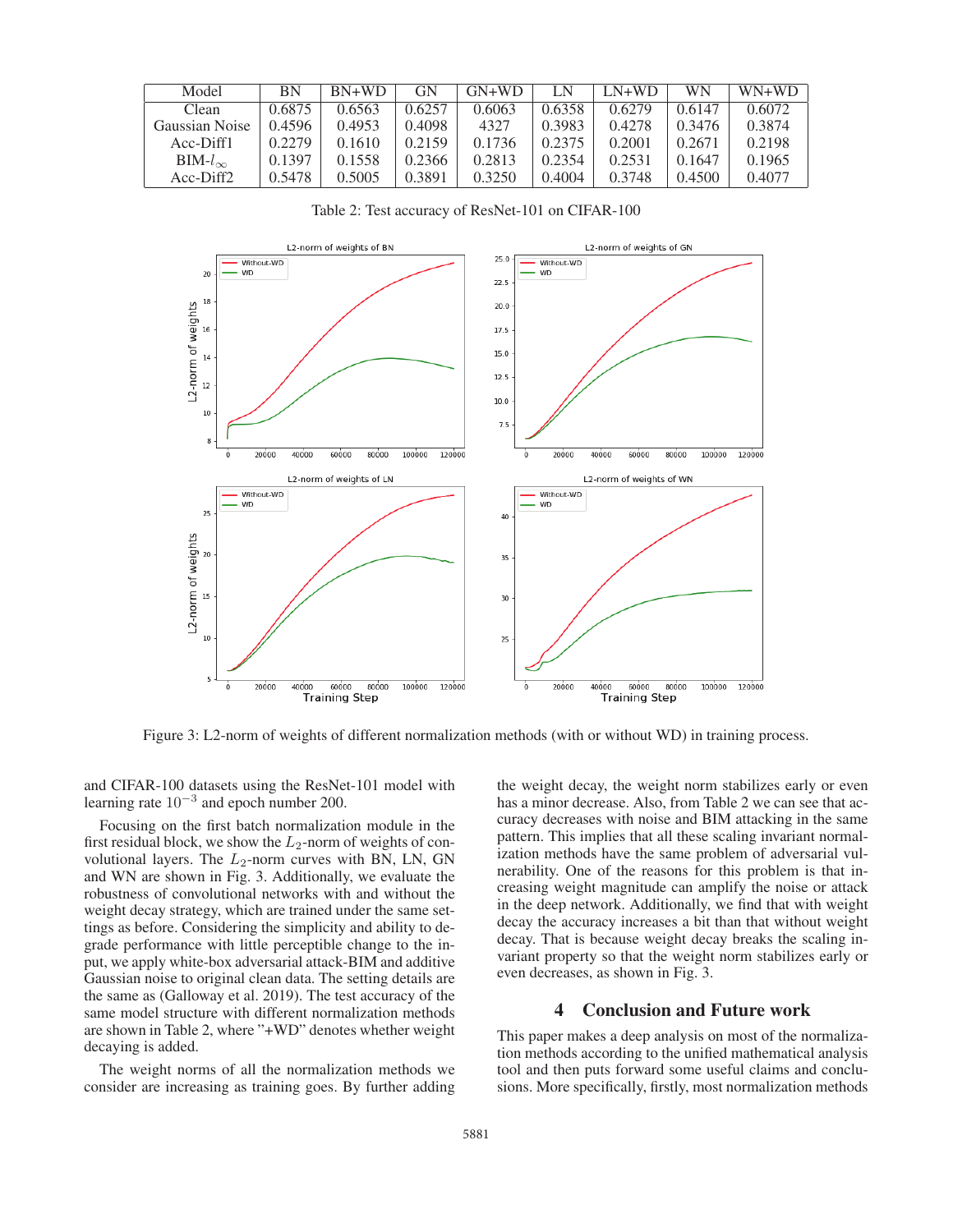| Model | BN | BN+WD | GN | GN+WD | LN | LN+WD | WN | WN+WD |
|---|---|---|---|---|---|---|---|---|
| Clean | 0.6875 | 0.6563 | 0.6257 | 0.6063 | 0.6358 | 0.6279 | 0.6147 | 0.6072 |
| Gaussian Noise | 0.4596 | 0.4953 | 0.4098 | 4327 | 0.3983 | 0.4278 | 0.3476 | 0.3874 |
| Acc-Diff1 | 0.2279 | 0.1610 | 0.2159 | 0.1736 | 0.2375 | 0.2001 | 0.2671 | 0.2198 |
| BIM-$l_\infty$ | 0.1397 | 0.1558 | 0.2366 | 0.2813 | 0.2354 | 0.2531 | 0.1647 | 0.1965 |
| Acc-Diff2 | 0.5478 | 0.5005 | 0.3891 | 0.3250 | 0.4004 | 0.3748 | 0.4500 | 0.4077 |

Table 2: Test accuracy of ResNet-101 on CIFAR-100

Figure 3: L2-norm of weights of different normalization methods (with or without WD) in training process.

and CIFAR-100 datasets using the ResNet-101 model with learning rate $10^{-3}$ and epoch number 200.

Focusing on the first batch normalization module in the first residual block, we show the $L_2$-norm of weights of convolutional layers. The $L_2$-norm curves with BN, LN, GN and WN are shown in Fig. 3. Additionally, we evaluate the robustness of convolutional networks with and without the weight decay strategy, which are trained under the same settings as before. Considering the simplicity and ability to degrade performance with little perceptible change to the input, we apply white-box adversarial attack-BIM and additive Gaussian noise to original clean data. The setting details are the same as (Galloway et al. 2019). The test accuracy of the same model structure with different normalization methods are shown in Table 2, where "+WD" denotes whether weight decaying is added.

The weight norms of all the normalization methods we consider are increasing as training goes. By further adding the weight decay, the weight norm stabilizes early or even has a minor decrease. Also, from Table 2 we can see that accuracy decreases with noise and BIM attacking in the same pattern. This implies that all these scaling invariant normalization methods have the same problem of adversarial vulnerability. One of the reasons for this problem is that increasing weight magnitude can amplify the noise or attack in the deep network. Additionally, we find that with weight decay the accuracy increases a bit than that without weight decay. That is because weight decay breaks the scaling invariant property so that the weight norm stabilizes early or even decreases, as shown in Fig. 3.

## 4 Conclusion and Future work

This paper makes a deep analysis on most of the normalization methods according to the unified mathematical analysis tool and then puts forward some useful claims and conclusions. More specifically, firstly, most normalization methods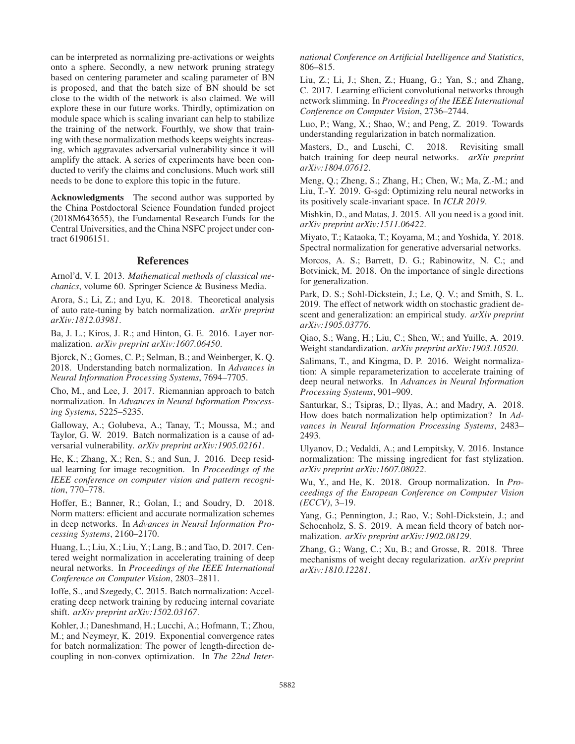can be interpreted as normalizing pre-activations or weights onto a sphere. Secondly, a new network pruning strategy based on centering parameter and scaling parameter of BN is proposed, and that the batch size of BN should be set close to the width of the network is also claimed. We will explore these in our future works. Thirdly, optimization on module space which is scaling invariant can help to stabilize the training of the network. Fourthly, we show that training with these normalization methods keeps weights increasing, which aggravates adversarial vulnerability since it will amplify the attack. A series of experiments have been conducted to verify the claims and conclusions. Much work still needs to be done to explore this topic in the future.

**Acknowledgments** The second author was supported by the China Postdoctoral Science Foundation funded project (2018M643655), the Fundamental Research Funds for the Central Universities, and the China NSFC project under contract 61906151.

## References

Arnol'd, V. I. 2013. *Mathematical methods of classical mechanics*, volume 60. Springer Science & Business Media.

Arora, S.; Li, Z.; and Lyu, K. 2018. Theoretical analysis of auto rate-tuning by batch normalization. *arXiv preprint arXiv:1812.03981*.

Ba, J. L.; Kiros, J. R.; and Hinton, G. E. 2016. Layer normalization. *arXiv preprint arXiv:1607.06450*.

Bjorck, N.; Gomes, C. P.; Selman, B.; and Weinberger, K. Q. 2018. Understanding batch normalization. In *Advances in Neural Information Processing Systems*, 7694–7705.

Cho, M., and Lee, J. 2017. Riemannian approach to batch normalization. In *Advances in Neural Information Processing Systems*, 5225–5235.

Galloway, A.; Golubeva, A.; Tanay, T.; Moussa, M.; and Taylor, G. W. 2019. Batch normalization is a cause of adversarial vulnerability. *arXiv preprint arXiv:1905.02161*.

He, K.; Zhang, X.; Ren, S.; and Sun, J. 2016. Deep residual learning for image recognition. In *Proceedings of the IEEE conference on computer vision and pattern recognition*, 770–778.

Hoffer, E.; Banner, R.; Golan, I.; and Soudry, D. 2018. Norm matters: efficient and accurate normalization schemes in deep networks. In *Advances in Neural Information Processing Systems*, 2160–2170.

Huang, L.; Liu, X.; Liu, Y.; Lang, B.; and Tao, D. 2017. Centered weight normalization in accelerating training of deep neural networks. In *Proceedings of the IEEE International Conference on Computer Vision*, 2803–2811.

Ioffe, S., and Szegedy, C. 2015. Batch normalization: Accelerating deep network training by reducing internal covariate shift. *arXiv preprint arXiv:1502.03167*.

Kohler, J.; Daneshmand, H.; Lucchi, A.; Hofmann, T.; Zhou, M.; and Neymeyr, K. 2019. Exponential convergence rates for batch normalization: The power of length-direction decoupling in non-convex optimization. In *The 22nd International Conference on Artificial Intelligence and Statistics*, 806–815.

Liu, Z.; Li, J.; Shen, Z.; Huang, G.; Yan, S.; and Zhang, C. 2017. Learning efficient convolutional networks through network slimming. In *Proceedings of the IEEE International Conference on Computer Vision*, 2736–2744.

Luo, P.; Wang, X.; Shao, W.; and Peng, Z. 2019. Towards understanding regularization in batch normalization.

Masters, D., and Luschi, C. 2018. Revisiting small batch training for deep neural networks. *arXiv preprint arXiv:1804.07612*.

Meng, Q.; Zheng, S.; Zhang, H.; Chen, W.; Ma, Z.-M.; and Liu, T.-Y. 2019. G-sgd: Optimizing relu neural networks in its positively scale-invariant space. In *ICLR 2019*.

Mishkin, D., and Matas, J. 2015. All you need is a good init. *arXiv preprint arXiv:1511.06422*.

Miyato, T.; Kataoka, T.; Koyama, M.; and Yoshida, Y. 2018. Spectral normalization for generative adversarial networks.

Morcos, A. S.; Barrett, D. G.; Rabinowitz, N. C.; and Botvinick, M. 2018. On the importance of single directions for generalization.

Park, D. S.; Sohl-Dickstein, J.; Le, Q. V.; and Smith, S. L. 2019. The effect of network width on stochastic gradient descent and generalization: an empirical study. *arXiv preprint arXiv:1905.03776*.

Qiao, S.; Wang, H.; Liu, C.; Shen, W.; and Yuille, A. 2019. Weight standardization. *arXiv preprint arXiv:1903.10520*.

Salimans, T., and Kingma, D. P. 2016. Weight normalization: A simple reparameterization to accelerate training of deep neural networks. In *Advances in Neural Information Processing Systems*, 901–909.

Santurkar, S.; Tsipras, D.; Ilyas, A.; and Madry, A. 2018. How does batch normalization help optimization? In *Advances in Neural Information Processing Systems*, 2483–2493.

Ulyanov, D.; Vedaldi, A.; and Lempitsky, V. 2016. Instance normalization: The missing ingredient for fast stylization. *arXiv preprint arXiv:1607.08022*.

Wu, Y., and He, K. 2018. Group normalization. In *Proceedings of the European Conference on Computer Vision (ECCV)*, 3–19.

Yang, G.; Pennington, J.; Rao, V.; Sohl-Dickstein, J.; and Schoenholz, S. S. 2019. A mean field theory of batch normalization. *arXiv preprint arXiv:1902.08129*.

Zhang, G.; Wang, C.; Xu, B.; and Grosse, R. 2018. Three mechanisms of weight decay regularization. *arXiv preprint arXiv:1810.12281*.